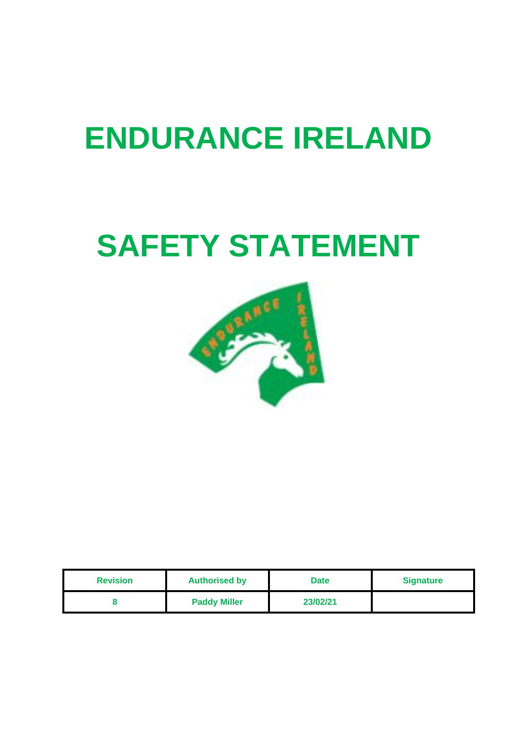# ENDURANCE IRELAND

# SAFETY STATEMENT

| Revision | Authorised by | Date | Signature |
| --- | --- | --- | --- |
| 8 | Paddy Miller | 23/02/21 | |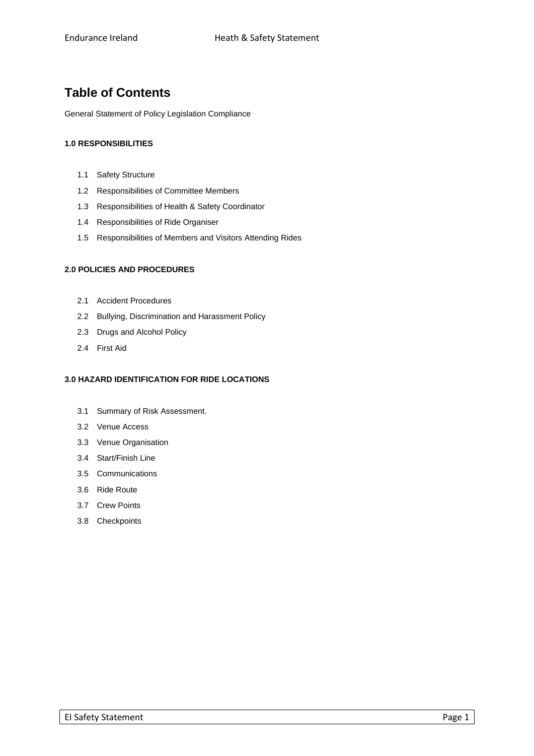# Table of Contents

General Statement of Policy Legislation Compliance

**1.0 RESPONSIBILITIES**

- 1.1 Safety Structure
- 1.2 Responsibilities of Committee Members
- 1.3 Responsibilities of Health & Safety Coordinator
- 1.4 Responsibilities of Ride Organiser
- 1.5 Responsibilities of Members and Visitors Attending Rides

**2.0 POLICIES AND PROCEDURES**

- 2.1 Accident Procedures
- 2.2 Bullying, Discrimination and Harassment Policy
- 2.3 Drugs and Alcohol Policy
- 2.4 First Aid

**3.0 HAZARD IDENTIFICATION FOR RIDE LOCATIONS**

- 3.1 Summary of Risk Assessment.
- 3.2 Venue Access
- 3.3 Venue Organisation
- 3.4 Start/Finish Line
- 3.5 Communications
- 3.6 Ride Route
- 3.7 Crew Points
- 3.8 Checkpoints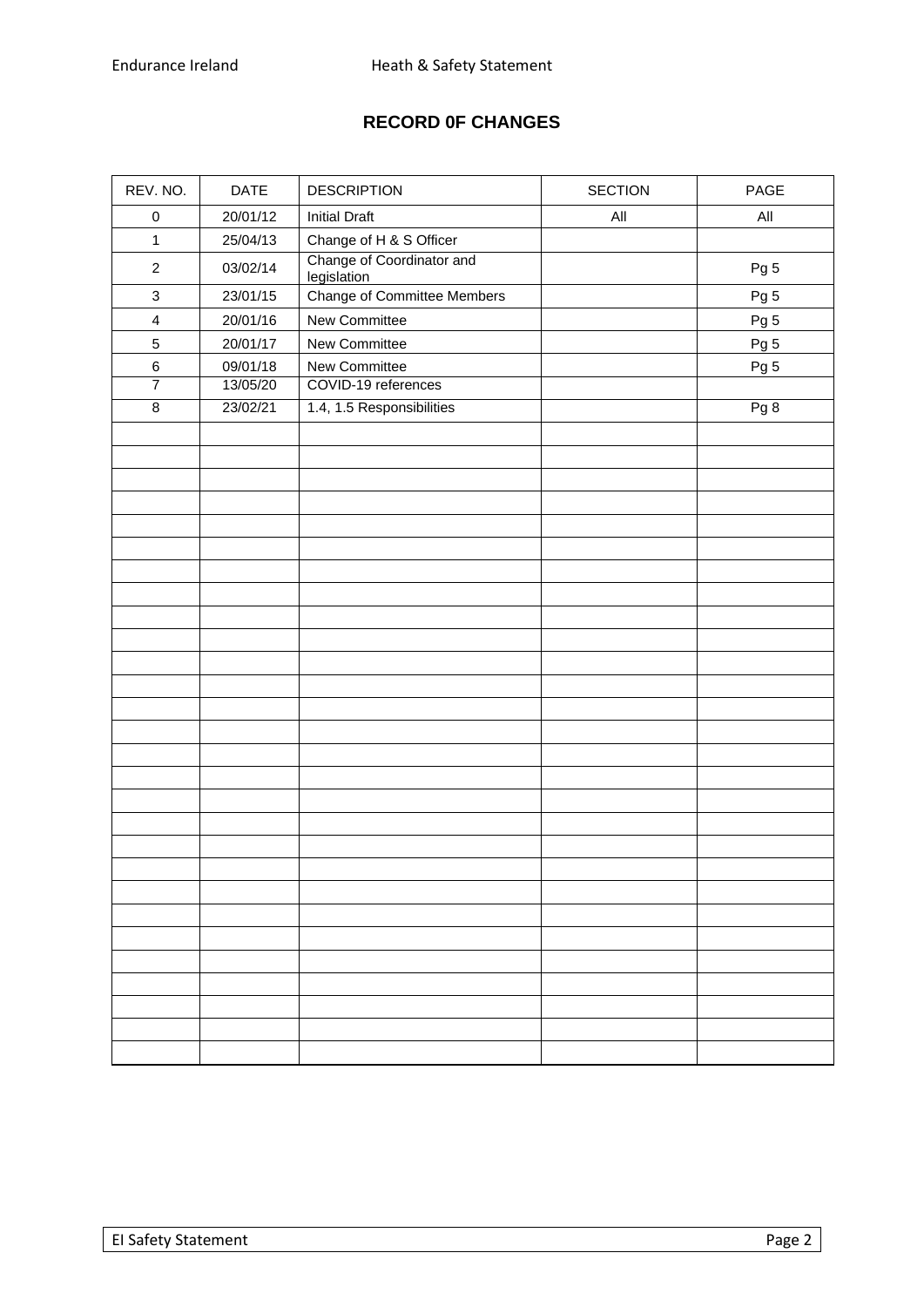# RECORD 0F CHANGES

| REV. NO. | DATE | DESCRIPTION | SECTION | PAGE |
|---|---|---|---|---|
| 0 | 20/01/12 | Initial Draft | All | All |
| 1 | 25/04/13 | Change of H & S Officer | | |
| 2 | 03/02/14 | Change of Coordinator and legislation | | Pg 5 |
| 3 | 23/01/15 | Change of Committee Members | | Pg 5 |
| 4 | 20/01/16 | New Committee | | Pg 5 |
| 5 | 20/01/17 | New Committee | | Pg 5 |
| 6 | 09/01/18 | New Committee | | Pg 5 |
| 7 | 13/05/20 | COVID-19 references | | |
| 8 | 23/02/21 | 1.4, 1.5 Responsibilities | | Pg 8 |
| | | | | |
| | | | | |
| | | | | |
| | | | | |
| | | | | |
| | | | | |
| | | | | |
| | | | | |
| | | | | |
| | | | | |
| | | | | |
| | | | | |
| | | | | |
| | | | | |
| | | | | |
| | | | | |
| | | | | |
| | | | | |
| | | | | |
| | | | | |
| | | | | |
| | | | | |
| | | | | |
| | | | | |
| | | | | |
| | | | | |
| | | | | |
| | | | | |
| | | | | |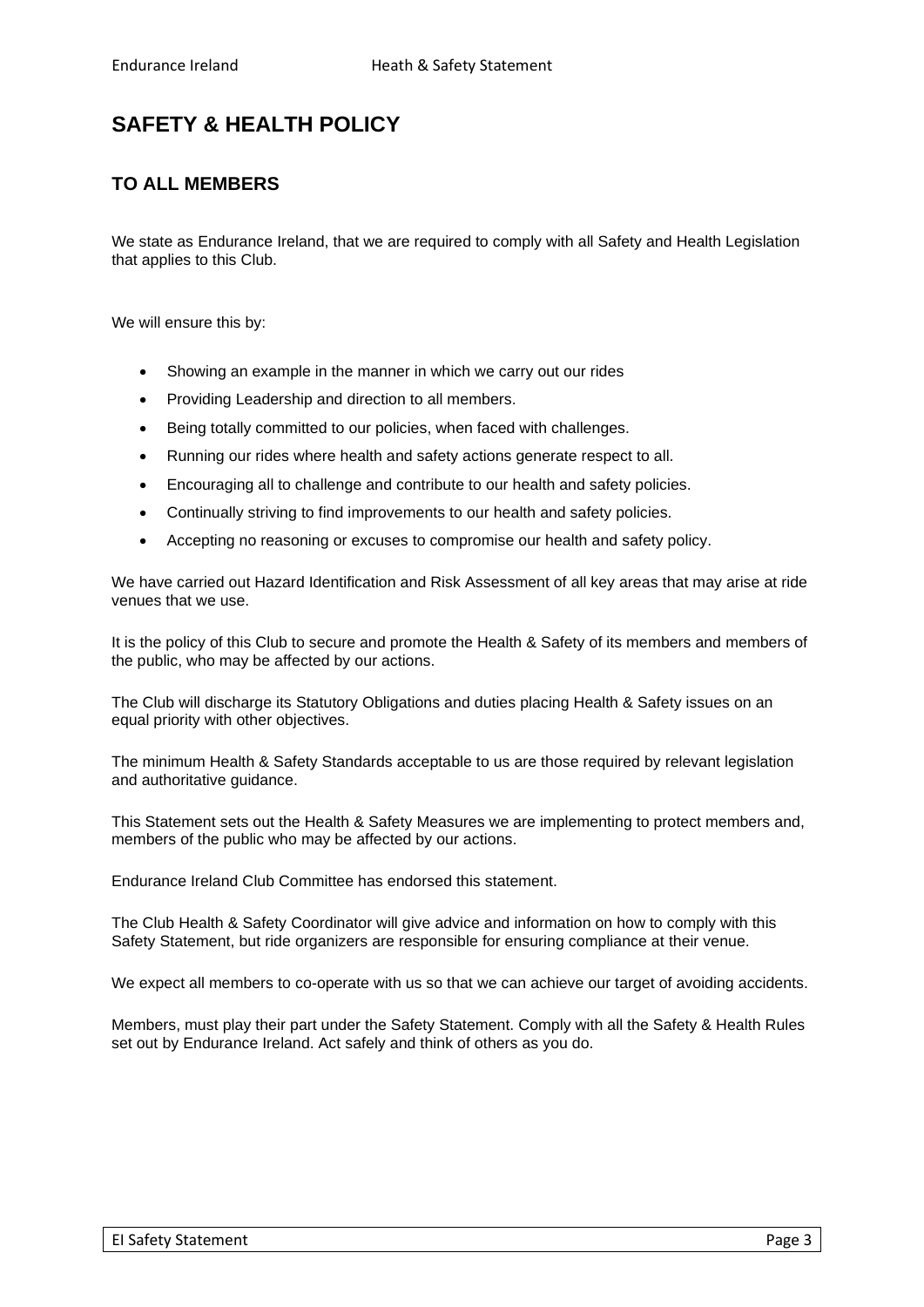# SAFETY & HEALTH POLICY

## TO ALL MEMBERS

We state as Endurance Ireland, that we are required to comply with all Safety and Health Legislation that applies to this Club.

We will ensure this by:

- Showing an example in the manner in which we carry out our rides
- Providing Leadership and direction to all members.
- Being totally committed to our policies, when faced with challenges.
- Running our rides where health and safety actions generate respect to all.
- Encouraging all to challenge and contribute to our health and safety policies.
- Continually striving to find improvements to our health and safety policies.
- Accepting no reasoning or excuses to compromise our health and safety policy.

We have carried out Hazard Identification and Risk Assessment of all key areas that may arise at ride venues that we use.

It is the policy of this Club to secure and promote the Health & Safety of its members and members of the public, who may be affected by our actions.

The Club will discharge its Statutory Obligations and duties placing Health & Safety issues on an equal priority with other objectives.

The minimum Health & Safety Standards acceptable to us are those required by relevant legislation and authoritative guidance.

This Statement sets out the Health & Safety Measures we are implementing to protect members and, members of the public who may be affected by our actions.

Endurance Ireland Club Committee has endorsed this statement.

The Club Health & Safety Coordinator will give advice and information on how to comply with this Safety Statement, but ride organizers are responsible for ensuring compliance at their venue.

We expect all members to co-operate with us so that we can achieve our target of avoiding accidents.

Members, must play their part under the Safety Statement. Comply with all the Safety & Health Rules set out by Endurance Ireland. Act safely and think of others as you do.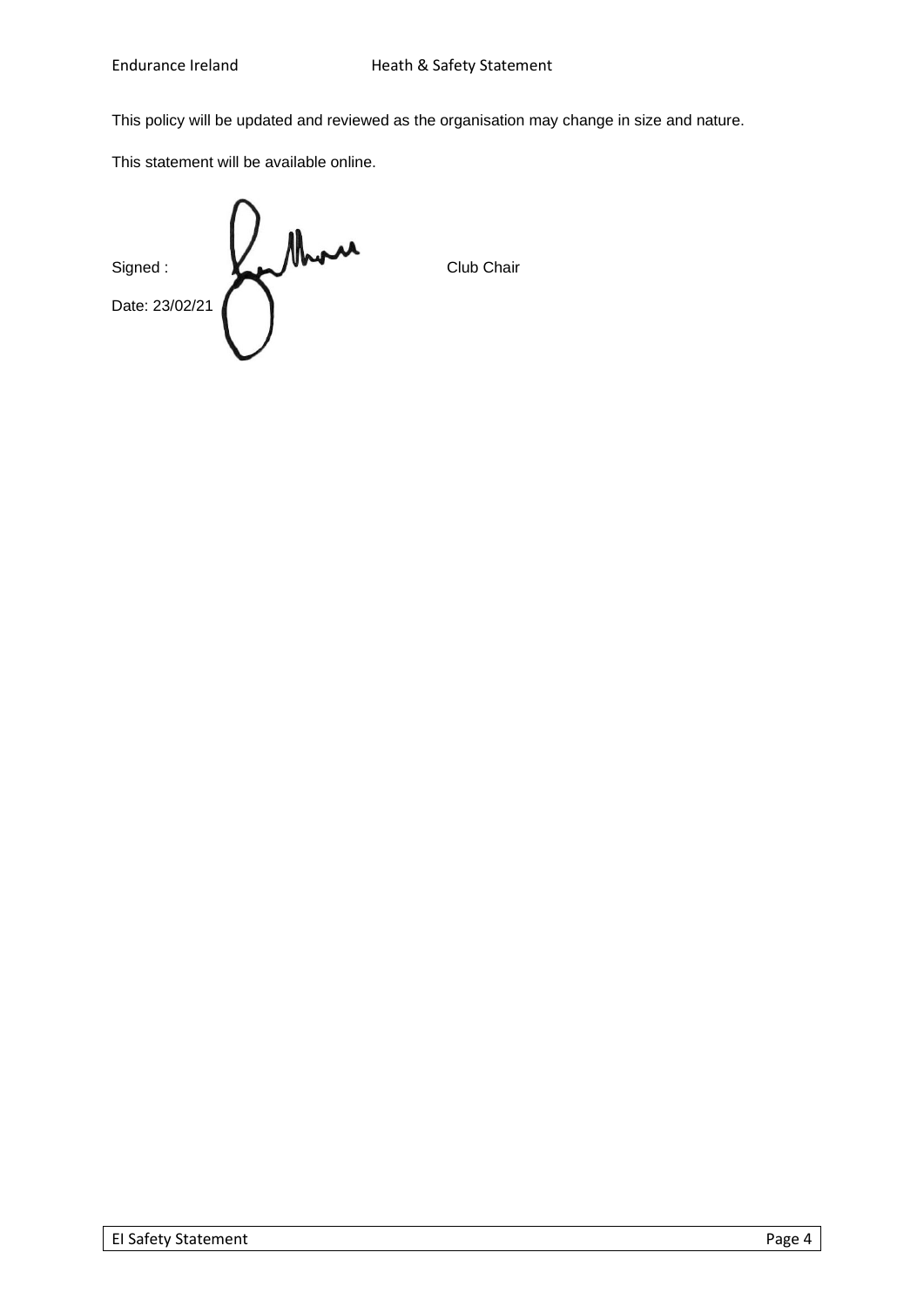This policy will be updated and reviewed as the organisation may change in size and nature.

This statement will be available online.

Signed : Club Chair

Date: 23/02/21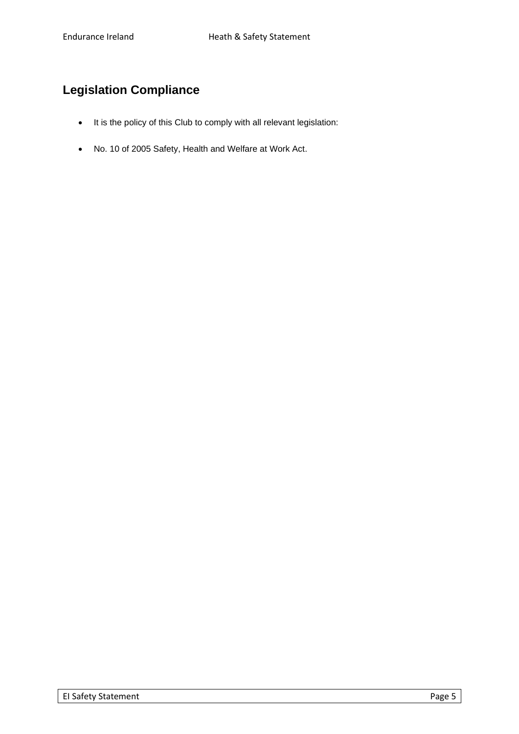## Legislation Compliance

- It is the policy of this Club to comply with all relevant legislation:
- No. 10 of 2005 Safety, Health and Welfare at Work Act.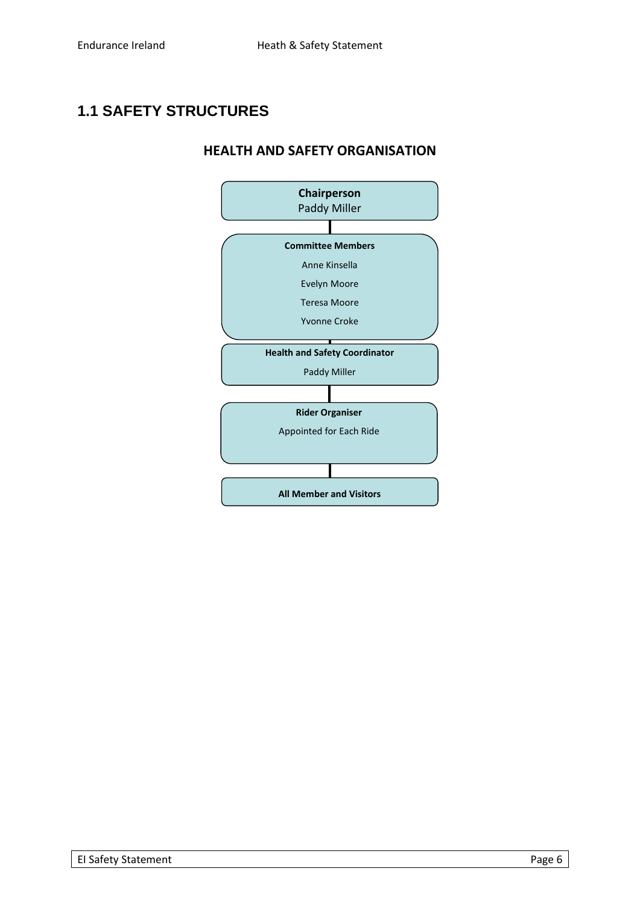## 1.1 SAFETY STRUCTURES

### HEALTH AND SAFETY ORGANISATION

**Chairperson**
Paddy Miller

**Committee Members**
Anne Kinsella
Evelyn Moore
Teresa Moore
Yvonne Croke

**Health and Safety Coordinator**
Paddy Miller

**Rider Organiser**
Appointed for Each Ride

**All Member and Visitors**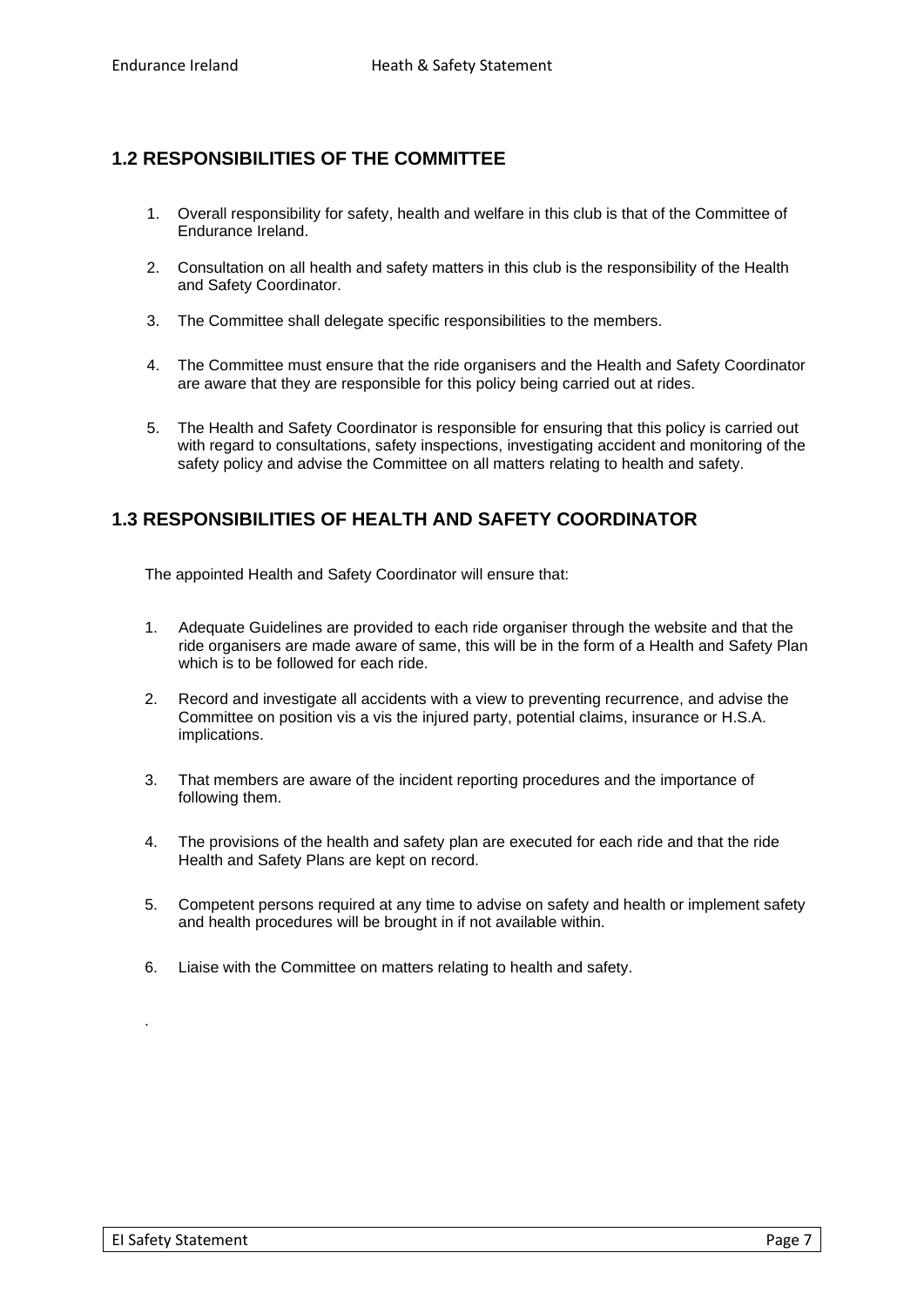## 1.2 RESPONSIBILITIES OF THE COMMITTEE

1. Overall responsibility for safety, health and welfare in this club is that of the Committee of Endurance Ireland.

2. Consultation on all health and safety matters in this club is the responsibility of the Health and Safety Coordinator.

3. The Committee shall delegate specific responsibilities to the members.

4. The Committee must ensure that the ride organisers and the Health and Safety Coordinator are aware that they are responsible for this policy being carried out at rides.

5. The Health and Safety Coordinator is responsible for ensuring that this policy is carried out with regard to consultations, safety inspections, investigating accident and monitoring of the safety policy and advise the Committee on all matters relating to health and safety.

## 1.3 RESPONSIBILITIES OF HEALTH AND SAFETY COORDINATOR

The appointed Health and Safety Coordinator will ensure that:

1. Adequate Guidelines are provided to each ride organiser through the website and that the ride organisers are made aware of same, this will be in the form of a Health and Safety Plan which is to be followed for each ride.

2. Record and investigate all accidents with a view to preventing recurrence, and advise the Committee on position vis a vis the injured party, potential claims, insurance or H.S.A. implications.

3. That members are aware of the incident reporting procedures and the importance of following them.

4. The provisions of the health and safety plan are executed for each ride and that the ride Health and Safety Plans are kept on record.

5. Competent persons required at any time to advise on safety and health or implement safety and health procedures will be brought in if not available within.

6. Liaise with the Committee on matters relating to health and safety.

.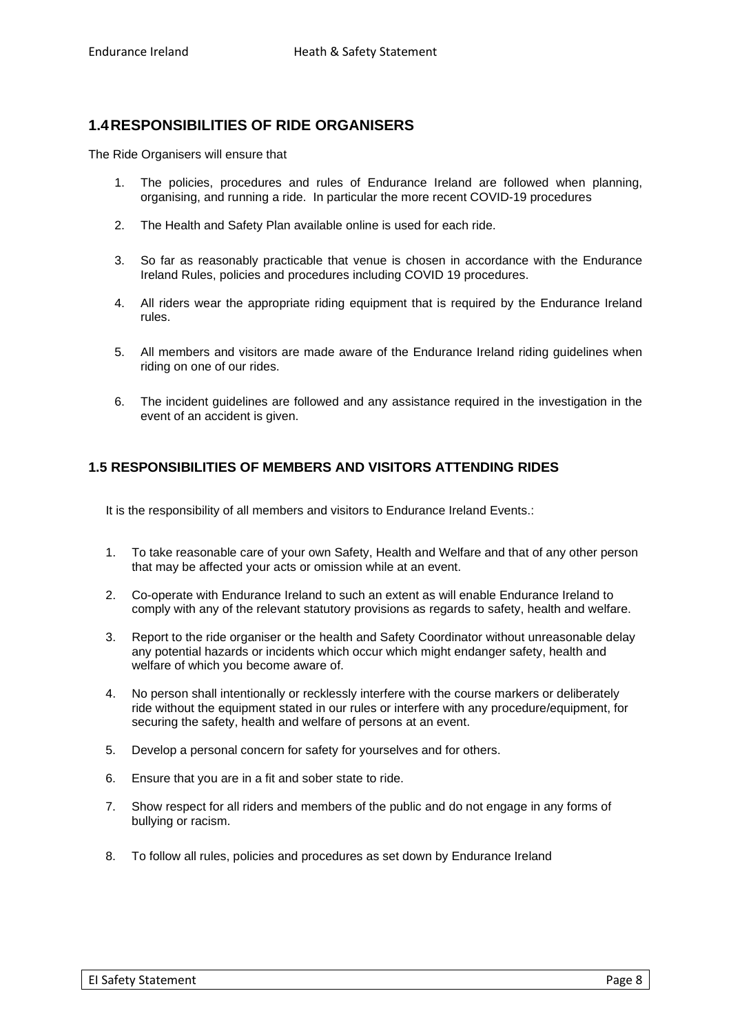## 1.4 RESPONSIBILITIES OF RIDE ORGANISERS

The Ride Organisers will ensure that

1. The policies, procedures and rules of Endurance Ireland are followed when planning, organising, and running a ride. In particular the more recent COVID-19 procedures
2. The Health and Safety Plan available online is used for each ride.
3. So far as reasonably practicable that venue is chosen in accordance with the Endurance Ireland Rules, policies and procedures including COVID 19 procedures.
4. All riders wear the appropriate riding equipment that is required by the Endurance Ireland rules.
5. All members and visitors are made aware of the Endurance Ireland riding guidelines when riding on one of our rides.
6. The incident guidelines are followed and any assistance required in the investigation in the event of an accident is given.

## 1.5 RESPONSIBILITIES OF MEMBERS AND VISITORS ATTENDING RIDES

It is the responsibility of all members and visitors to Endurance Ireland Events.:

1. To take reasonable care of your own Safety, Health and Welfare and that of any other person that may be affected your acts or omission while at an event.
2. Co-operate with Endurance Ireland to such an extent as will enable Endurance Ireland to comply with any of the relevant statutory provisions as regards to safety, health and welfare.
3. Report to the ride organiser or the health and Safety Coordinator without unreasonable delay any potential hazards or incidents which occur which might endanger safety, health and welfare of which you become aware of.
4. No person shall intentionally or recklessly interfere with the course markers or deliberately ride without the equipment stated in our rules or interfere with any procedure/equipment, for securing the safety, health and welfare of persons at an event.
5. Develop a personal concern for safety for yourselves and for others.
6. Ensure that you are in a fit and sober state to ride.
7. Show respect for all riders and members of the public and do not engage in any forms of bullying or racism.
8. To follow all rules, policies and procedures as set down by Endurance Ireland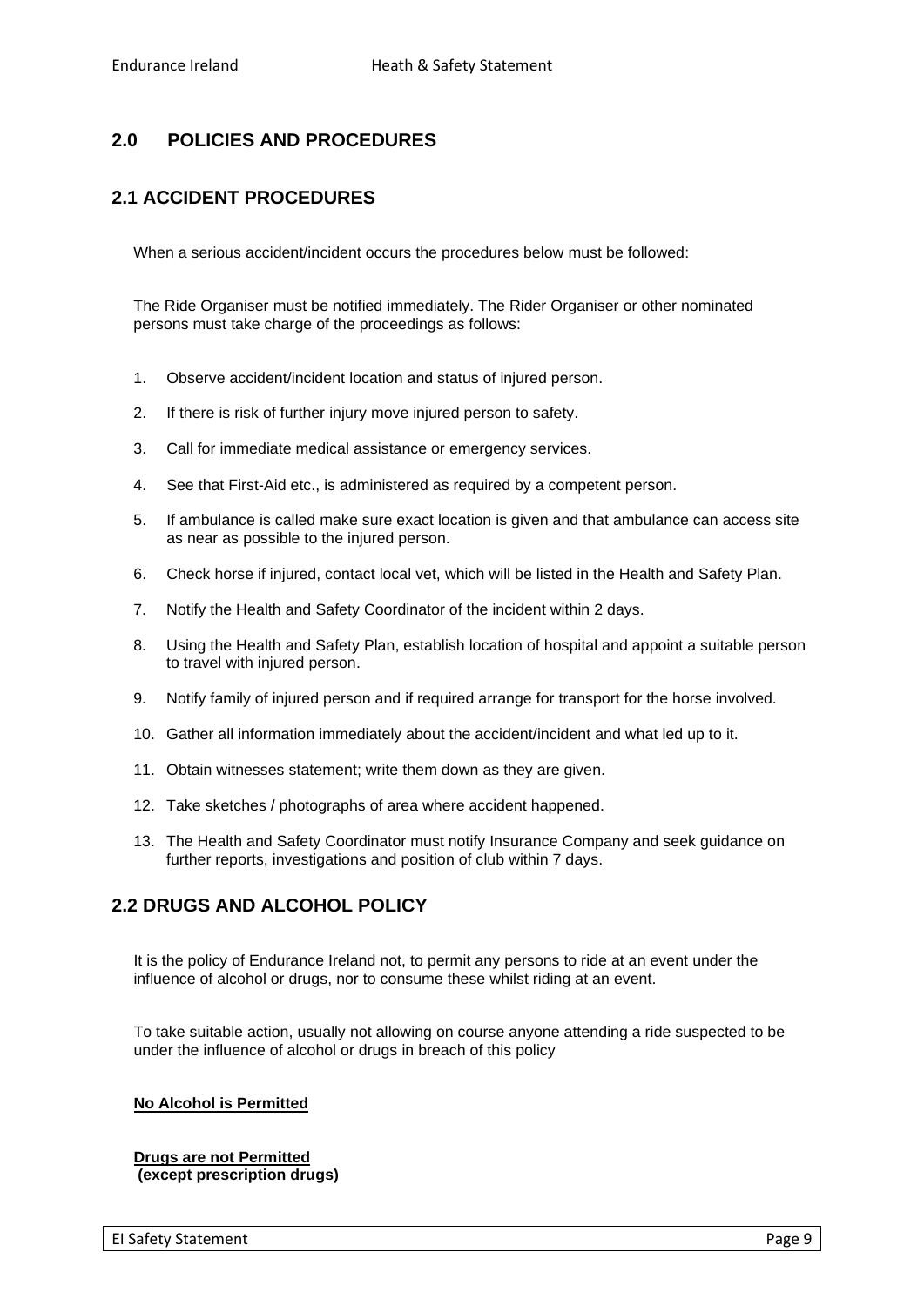## 2.0 POLICIES AND PROCEDURES

## 2.1 ACCIDENT PROCEDURES

When a serious accident/incident occurs the procedures below must be followed:

The Ride Organiser must be notified immediately. The Rider Organiser or other nominated persons must take charge of the proceedings as follows:

1. Observe accident/incident location and status of injured person.
2. If there is risk of further injury move injured person to safety.
3. Call for immediate medical assistance or emergency services.
4. See that First-Aid etc., is administered as required by a competent person.
5. If ambulance is called make sure exact location is given and that ambulance can access site as near as possible to the injured person.
6. Check horse if injured, contact local vet, which will be listed in the Health and Safety Plan.
7. Notify the Health and Safety Coordinator of the incident within 2 days.
8. Using the Health and Safety Plan, establish location of hospital and appoint a suitable person to travel with injured person.
9. Notify family of injured person and if required arrange for transport for the horse involved.
10. Gather all information immediately about the accident/incident and what led up to it.
11. Obtain witnesses statement; write them down as they are given.
12. Take sketches / photographs of area where accident happened.
13. The Health and Safety Coordinator must notify Insurance Company and seek guidance on further reports, investigations and position of club within 7 days.

## 2.2 DRUGS AND ALCOHOL POLICY

It is the policy of Endurance Ireland not, to permit any persons to ride at an event under the influence of alcohol or drugs, nor to consume these whilst riding at an event.

To take suitable action, usually not allowing on course anyone attending a ride suspected to be under the influence of alcohol or drugs in breach of this policy

**No Alcohol is Permitted**

**Drugs are not Permitted**
**(except prescription drugs)**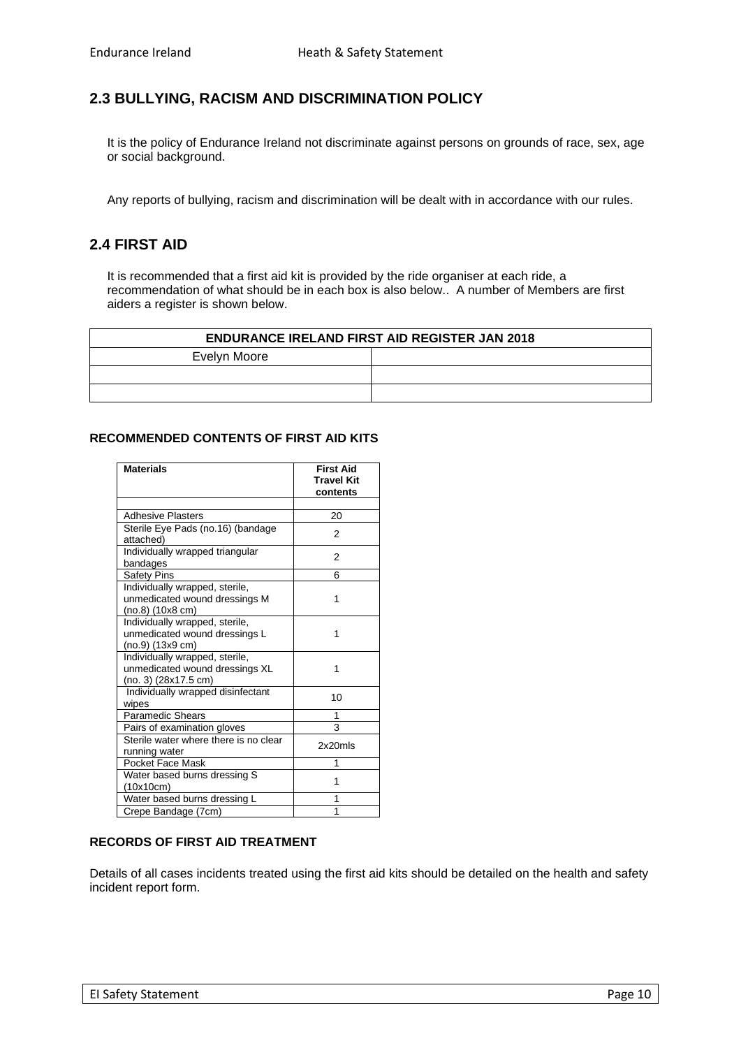## 2.3 BULLYING, RACISM AND DISCRIMINATION POLICY

It is the policy of Endurance Ireland not discriminate against persons on grounds of race, sex, age or social background.

Any reports of bullying, racism and discrimination will be dealt with in accordance with our rules.

## 2.4 FIRST AID

It is recommended that a first aid kit is provided by the ride organiser at each ride, a recommendation of what should be in each box is also below.. A number of Members are first aiders a register is shown below.

| ENDURANCE IRELAND FIRST AID REGISTER JAN 2018 | |
|---|---|
| Evelyn Moore | |
| | |
| | |

**RECOMMENDED CONTENTS OF FIRST AID KITS**

| Materials | First Aid Travel Kit contents |
|---|---|
| | |
| Adhesive Plasters | 20 |
| Sterile Eye Pads (no.16) (bandage attached) | 2 |
| Individually wrapped triangular bandages | 2 |
| Safety Pins | 6 |
| Individually wrapped, sterile, unmedicated wound dressings M (no.8) (10x8 cm) | 1 |
| Individually wrapped, sterile, unmedicated wound dressings L (no.9) (13x9 cm) | 1 |
| Individually wrapped, sterile, unmedicated wound dressings XL (no. 3) (28x17.5 cm) | 1 |
| Individually wrapped disinfectant wipes | 10 |
| Paramedic Shears | 1 |
| Pairs of examination gloves | 3 |
| Sterile water where there is no clear running water | 2x20mls |
| Pocket Face Mask | 1 |
| Water based burns dressing S (10x10cm) | 1 |
| Water based burns dressing L | 1 |
| Crepe Bandage (7cm) | 1 |

**RECORDS OF FIRST AID TREATMENT**

Details of all cases incidents treated using the first aid kits should be detailed on the health and safety incident report form.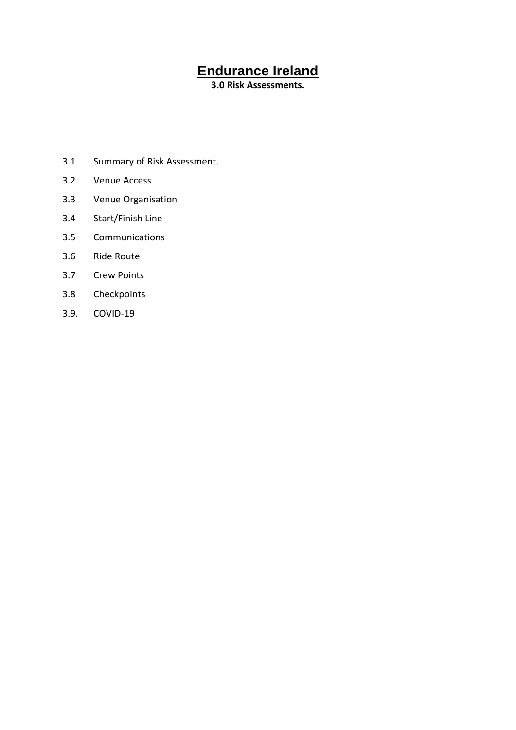# Endurance Ireland

## 3.0 Risk Assessments.

3.1 Summary of Risk Assessment.

3.2 Venue Access

3.3 Venue Organisation

3.4 Start/Finish Line

3.5 Communications

3.6 Ride Route

3.7 Crew Points

3.8 Checkpoints

3.9. COVID-19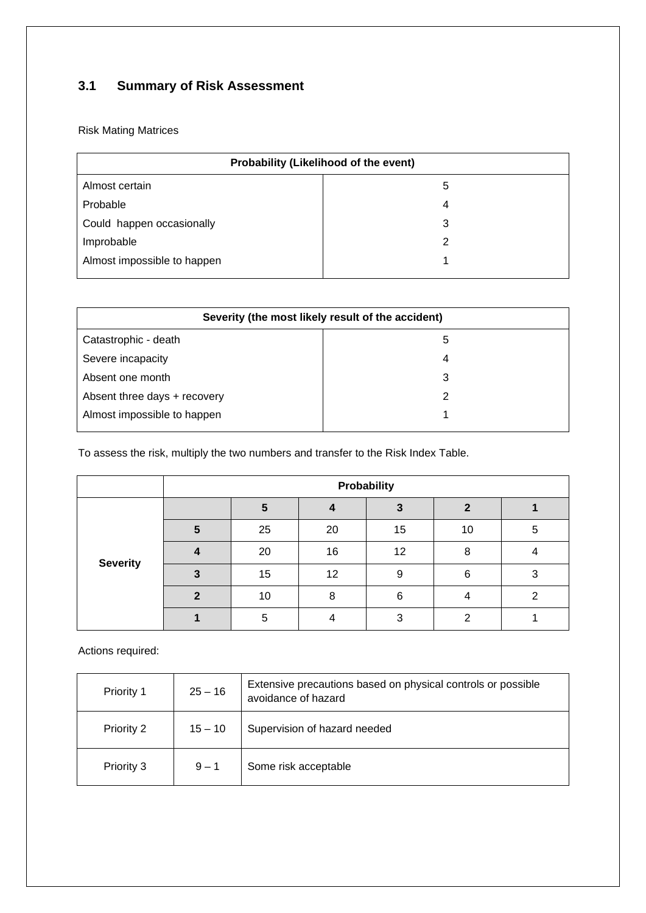### 3.1 Summary of Risk Assessment

Risk Mating Matrices

| Probability (Likelihood of the event) | |
|---|---|
| Almost certain | 5 |
| Probable | 4 |
| Could happen occasionally | 3 |
| Improbable | 2 |
| Almost impossible to happen | 1 |

| Severity (the most likely result of the accident) | |
|---|---|
| Catastrophic - death | 5 |
| Severe incapacity | 4 |
| Absent one month | 3 |
| Absent three days + recovery | 2 |
| Almost impossible to happen | 1 |

To assess the risk, multiply the two numbers and transfer to the Risk Index Table.

| | Probability | | | | | |
|---|---|---|---|---|---|---|
| **Severity** | | **5** | **4** | **3** | **2** | **1** |
| | **5** | 25 | 20 | 15 | 10 | 5 |
| | **4** | 20 | 16 | 12 | 8 | 4 |
| | **3** | 15 | 12 | 9 | 6 | 3 |
| | **2** | 10 | 8 | 6 | 4 | 2 |
| | **1** | 5 | 4 | 3 | 2 | 1 |

Actions required:

| | | |
|---|---|---|
| Priority 1 | 25 – 16 | Extensive precautions based on physical controls or possible avoidance of hazard |
| Priority 2 | 15 – 10 | Supervision of hazard needed |
| Priority 3 | 9 – 1 | Some risk acceptable |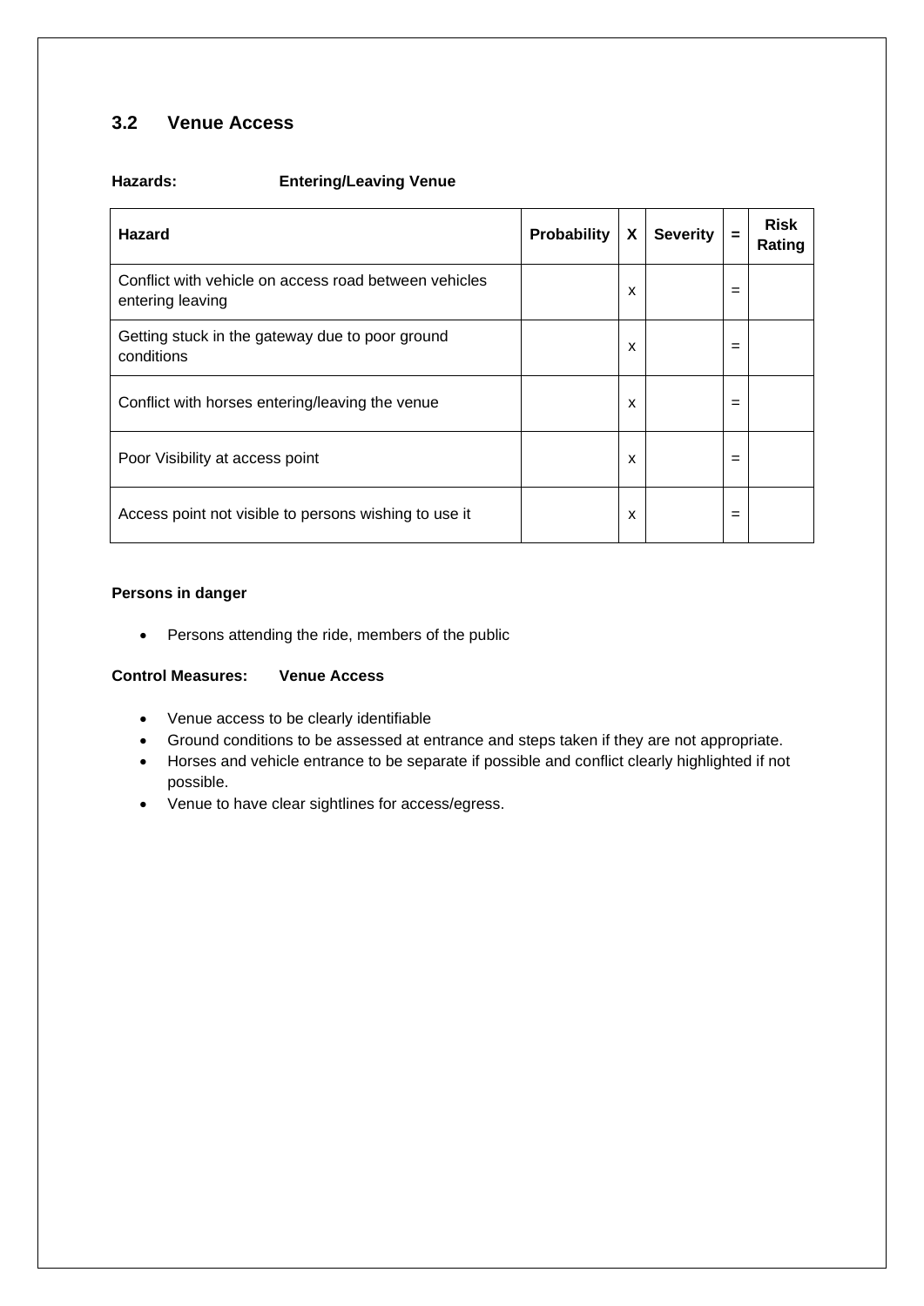## 3.2 Venue Access

**Hazards:** **Entering/Leaving Venue**

| Hazard | Probability | X | Severity | = | Risk Rating |
|---|---|---|---|---|---|
| Conflict with vehicle on access road between vehicles entering leaving | | x | | = | |
| Getting stuck in the gateway due to poor ground conditions | | x | | = | |
| Conflict with horses entering/leaving the venue | | x | | = | |
| Poor Visibility at access point | | x | | = | |
| Access point not visible to persons wishing to use it | | x | | = | |

**Persons in danger**

- Persons attending the ride, members of the public

**Control Measures:** **Venue Access**

- Venue access to be clearly identifiable
- Ground conditions to be assessed at entrance and steps taken if they are not appropriate.
- Horses and vehicle entrance to be separate if possible and conflict clearly highlighted if not possible.
- Venue to have clear sightlines for access/egress.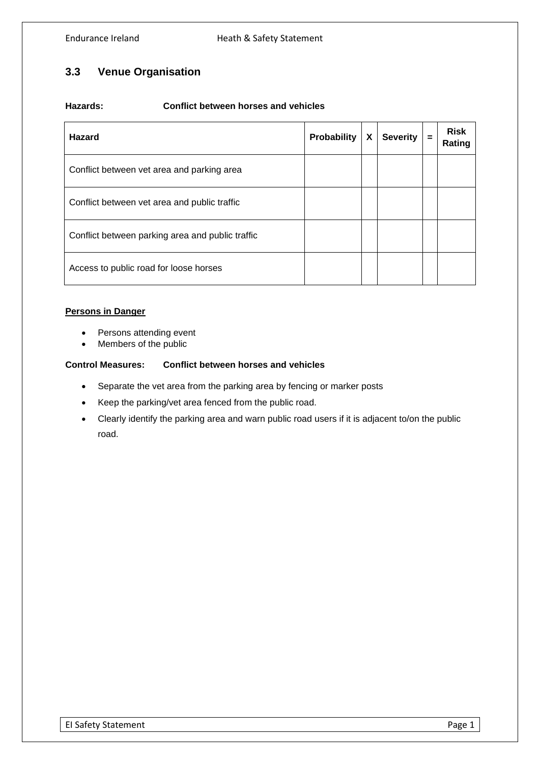## 3.3 Venue Organisation

**Hazards: Conflict between horses and vehicles**

| Hazard | Probability | X | Severity | = | Risk Rating |
|---|---|---|---|---|---|
| Conflict between vet area and parking area | | | | | |
| Conflict between vet area and public traffic | | | | | |
| Conflict between parking area and public traffic | | | | | |
| Access to public road for loose horses | | | | | |

**Persons in Danger**

- Persons attending event
- Members of the public

**Control Measures: Conflict between horses and vehicles**

- Separate the vet area from the parking area by fencing or marker posts
- Keep the parking/vet area fenced from the public road.
- Clearly identify the parking area and warn public road users if it is adjacent to/on the public road.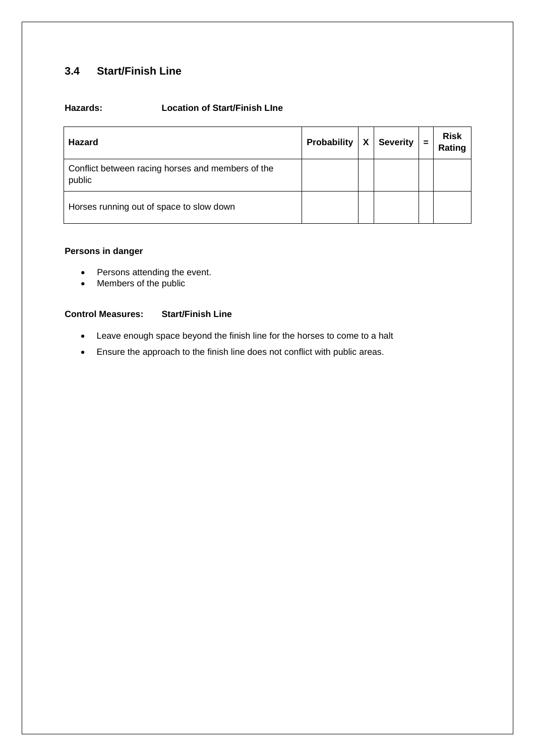## 3.4 Start/Finish Line

**Hazards:** **Location of Start/Finish LIne**

| Hazard | Probability | X | Severity | = | Risk Rating |
|---|---|---|---|---|---|
| Conflict between racing horses and members of the public | | | | | |
| Horses running out of space to slow down | | | | | |

**Persons in danger**

- Persons attending the event.
- Members of the public

**Control Measures:** **Start/Finish Line**

- Leave enough space beyond the finish line for the horses to come to a halt
- Ensure the approach to the finish line does not conflict with public areas.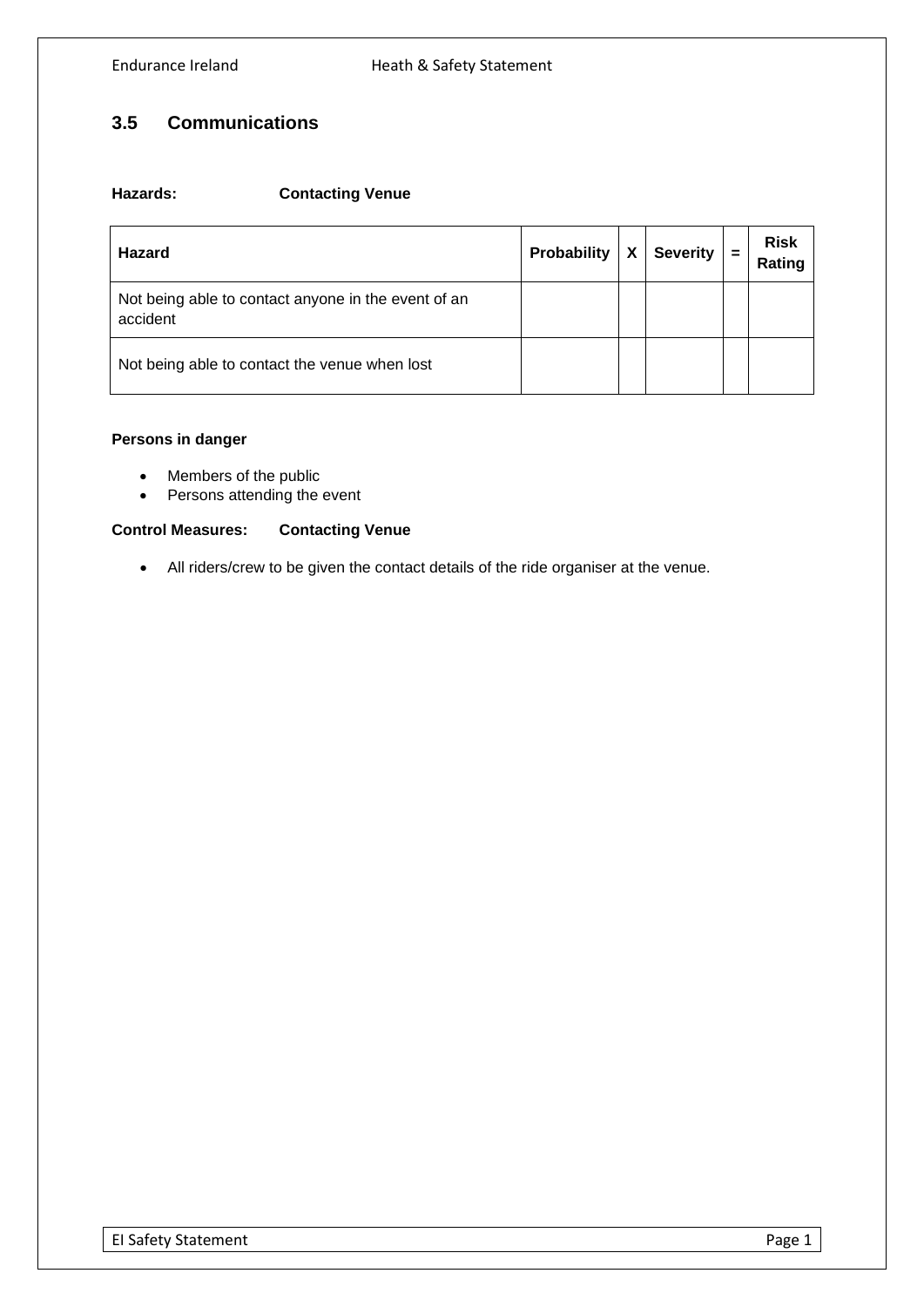## 3.5 Communications

**Hazards: Contacting Venue**

| Hazard | Probability | X | Severity | = | Risk Rating |
|---|---|---|---|---|---|
| Not being able to contact anyone in the event of an accident | | | | | |
| Not being able to contact the venue when lost | | | | | |

**Persons in danger**

- Members of the public
- Persons attending the event

**Control Measures: Contacting Venue**

- All riders/crew to be given the contact details of the ride organiser at the venue.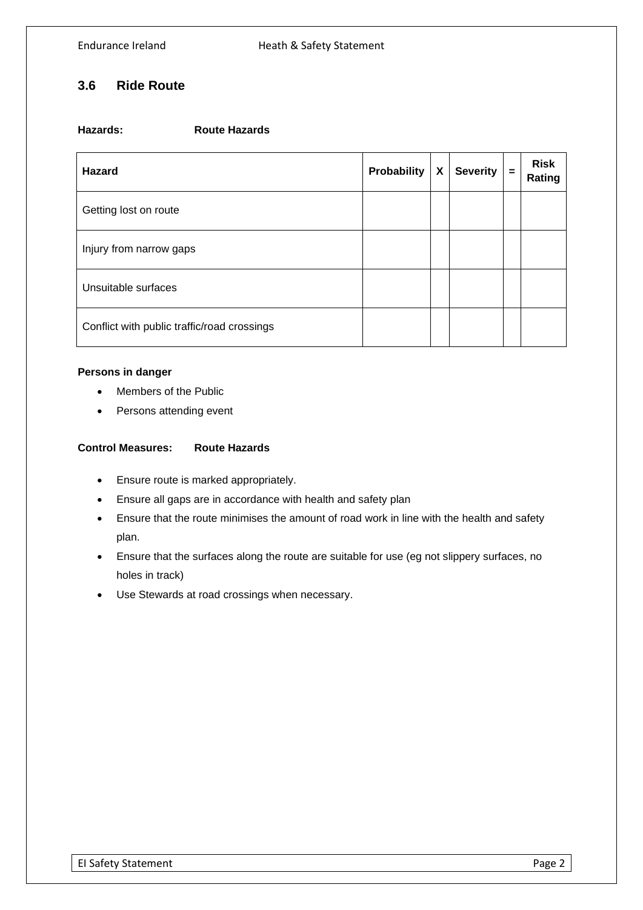## 3.6 Ride Route

**Hazards:** **Route Hazards**

| Hazard | Probability | X | Severity | = | Risk Rating |
|---|---|---|---|---|---|
| Getting lost on route | | | | | |
| Injury from narrow gaps | | | | | |
| Unsuitable surfaces | | | | | |
| Conflict with public traffic/road crossings | | | | | |

**Persons in danger**

- Members of the Public
- Persons attending event

**Control Measures:** **Route Hazards**

- Ensure route is marked appropriately.
- Ensure all gaps are in accordance with health and safety plan
- Ensure that the route minimises the amount of road work in line with the health and safety plan.
- Ensure that the surfaces along the route are suitable for use (eg not slippery surfaces, no holes in track)
- Use Stewards at road crossings when necessary.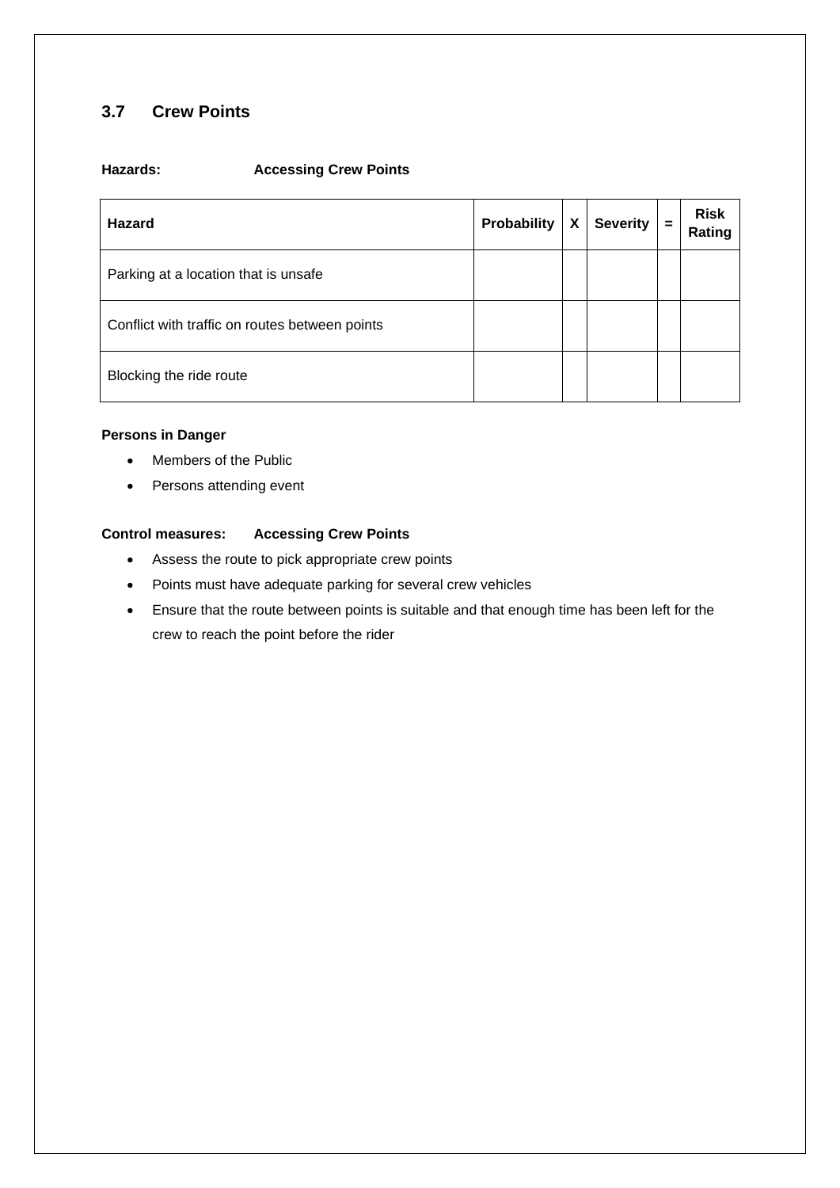## 3.7 Crew Points

**Hazards:** **Accessing Crew Points**

| Hazard | Probability | X | Severity | = | Risk Rating |
|---|---|---|---|---|---|
| Parking at a location that is unsafe | | | | | |
| Conflict with traffic on routes between points | | | | | |
| Blocking the ride route | | | | | |

**Persons in Danger**

- Members of the Public
- Persons attending event

**Control measures:** **Accessing Crew Points**

- Assess the route to pick appropriate crew points
- Points must have adequate parking for several crew vehicles
- Ensure that the route between points is suitable and that enough time has been left for the crew to reach the point before the rider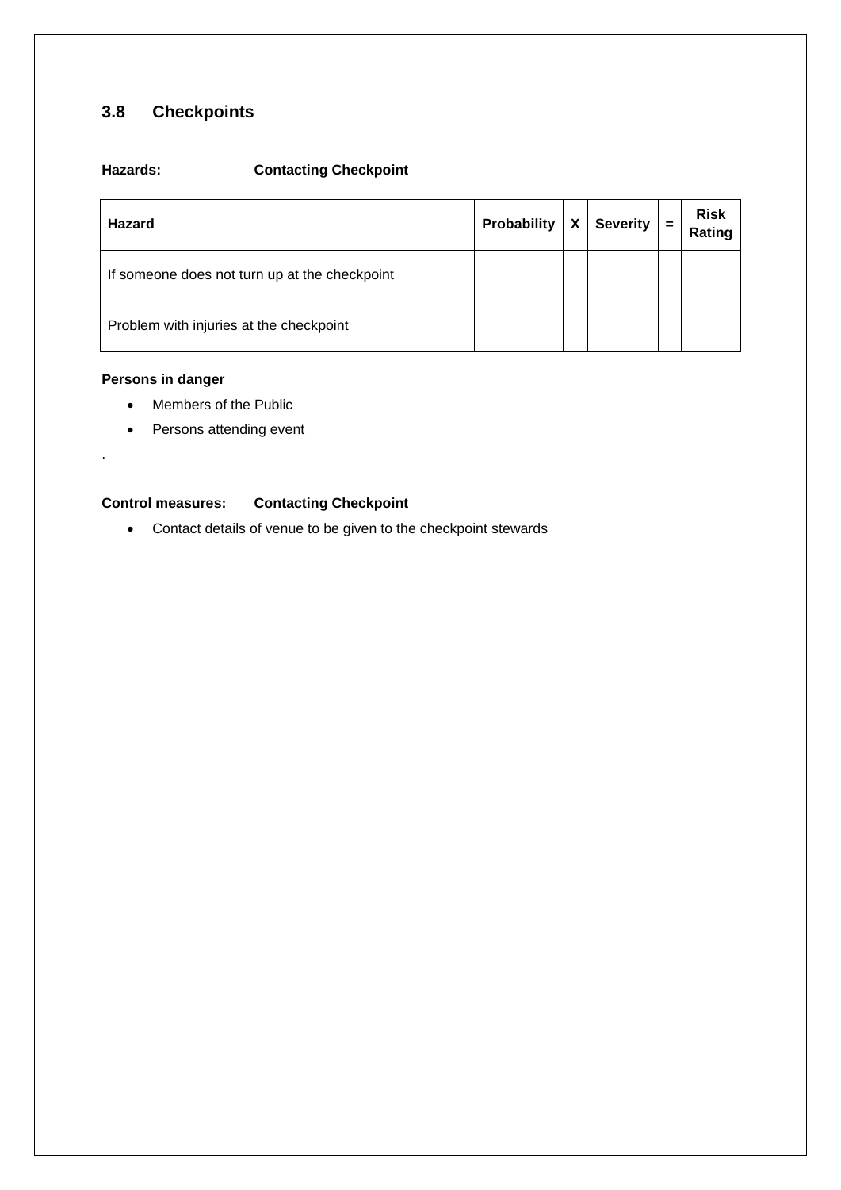## 3.8 Checkpoints

**Hazards:** **Contacting Checkpoint**

| Hazard | Probability | X | Severity | = | Risk Rating |
|---|---|---|---|---|---|
| If someone does not turn up at the checkpoint | | | | | |
| Problem with injuries at the checkpoint | | | | | |

**Persons in danger**

- Members of the Public
- Persons attending event

.

**Control measures:** **Contacting Checkpoint**

- Contact details of venue to be given to the checkpoint stewards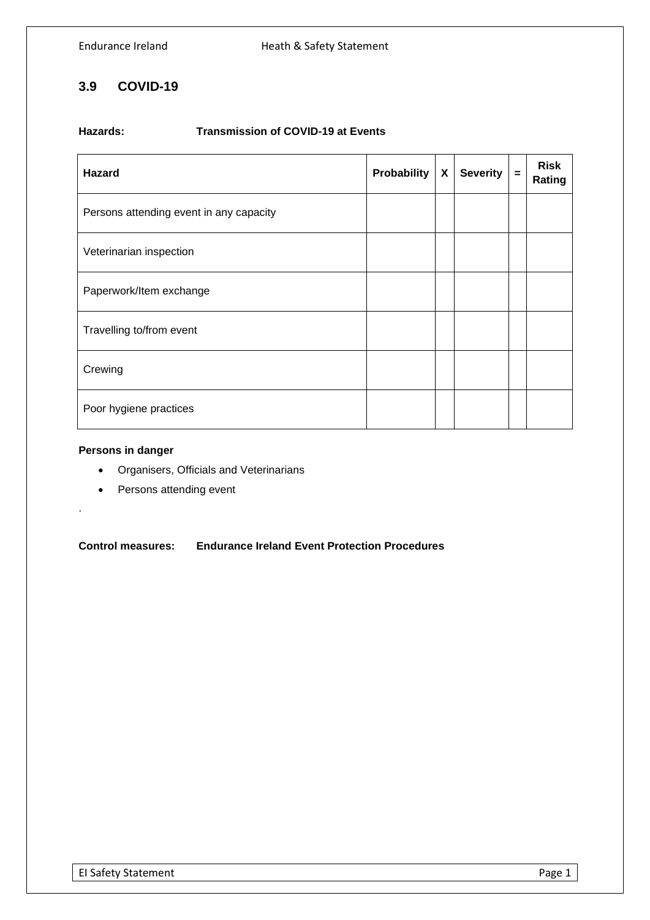### 3.9 COVID-19

**Hazards:** **Transmission of COVID-19 at Events**

| Hazard | Probability | X | Severity | = | Risk Rating |
|---|---|---|---|---|---|
| Persons attending event in any capacity | | | | | |
| Veterinarian inspection | | | | | |
| Paperwork/Item exchange | | | | | |
| Travelling to/from event | | | | | |
| Crewing | | | | | |
| Poor hygiene practices | | | | | |

**Persons in danger**

- Organisers, Officials and Veterinarians
- Persons attending event

.

**Control measures:** **Endurance Ireland Event Protection Procedures**